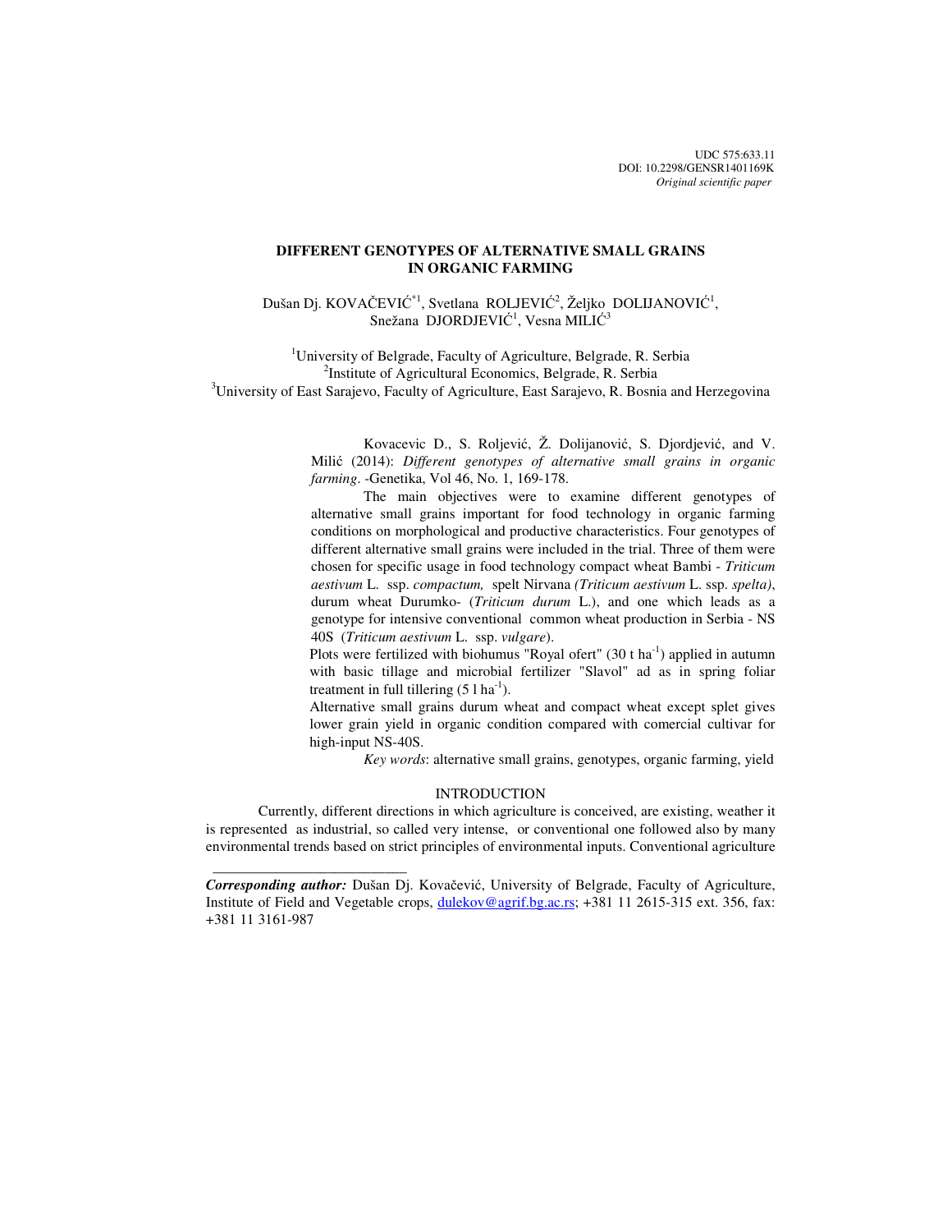UDC 575:633.11
DOI: 10.2298/GENSR1401169K
*Original scientific paper*

# DIFFERENT GENOTYPES OF ALTERNATIVE SMALL GRAINS IN ORGANIC FARMING

Dušan Dj. KOVAČEVIĆ[*1], Svetlana ROLJEVIĆ[2], Željko DOLIJANOVIĆ[1], Snežana DJORDJEVIĆ[1], Vesna MILIĆ[3]

[1]University of Belgrade, Faculty of Agriculture, Belgrade, R. Serbia
[2]Institute of Agricultural Economics, Belgrade, R. Serbia
[3]University of East Sarajevo, Faculty of Agriculture, East Sarajevo, R. Bosnia and Herzegovina

Kovacevic D., S. Roljević, Ž. Dolijanović, S. Djordjević, and V. Milić (2014): *Different genotypes of alternative small grains in organic farming*. -Genetika, Vol 46, No. 1, 169-178.

The main objectives were to examine different genotypes of alternative small grains important for food technology in organic farming conditions on morphological and productive characteristics. Four genotypes of different alternative small grains were included in the trial. Three of them were chosen for specific usage in food technology compact wheat Bambi - *Triticum aestivum* L. ssp. *compactum,* spelt Nirvana *(Triticum aestivum* L. ssp. *spelta)*, durum wheat Durumko- (*Triticum durum* L.), and one which leads as a genotype for intensive conventional common wheat production in Serbia - NS 40S (*Triticum aestivum* L. ssp. *vulgare*).

Plots were fertilized with biohumus "Royal ofert" (30 t ha$^{-1}$) applied in autumn with basic tillage and microbial fertilizer "Slavol" ad as in spring foliar treatment in full tillering (5 l ha$^{-1}$).

Alternative small grains durum wheat and compact wheat except splet gives lower grain yield in organic condition compared with comercial cultivar for high-input NS-40S.

*Key words*: alternative small grains, genotypes, organic farming, yield

## INTRODUCTION

Currently, different directions in which agriculture is conceived, are existing, weather it is represented as industrial, so called very intense, or conventional one followed also by many environmental trends based on strict principles of environmental inputs. Conventional agriculture

---

***Corresponding author:*** Dušan Dj. Kovačević, University of Belgrade, Faculty of Agriculture, Institute of Field and Vegetable crops, dulekov@agrif.bg.ac.rs; +381 11 2615-315 ext. 356, fax: +381 11 3161-987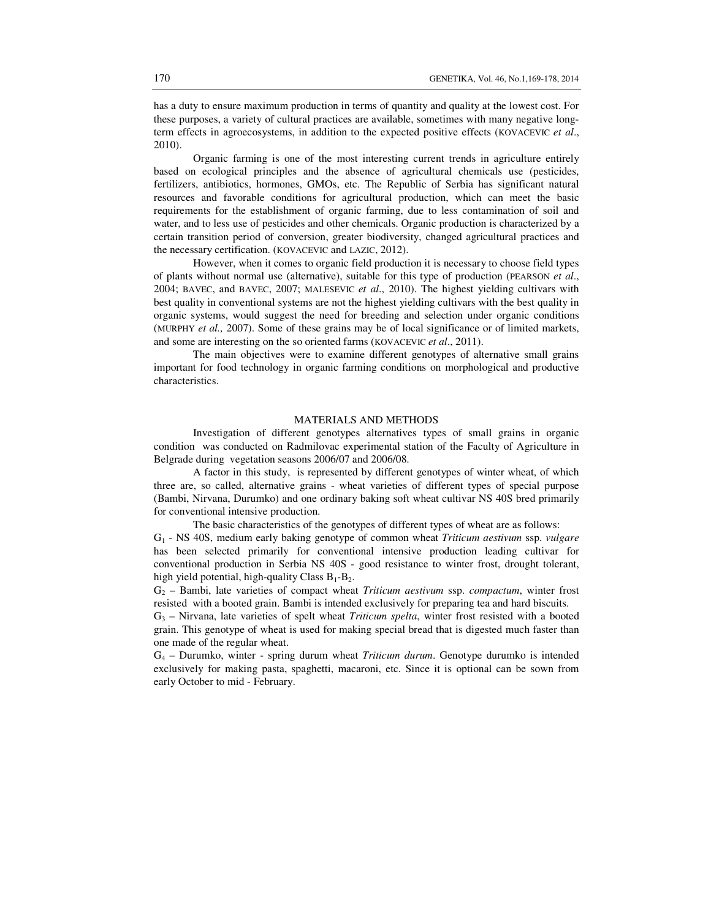has a duty to ensure maximum production in terms of quantity and quality at the lowest cost. For these purposes, a variety of cultural practices are available, sometimes with many negative long-term effects in agroecosystems, in addition to the expected positive effects (KOVACEVIC *et al*., 2010).

Organic farming is one of the most interesting current trends in agriculture entirely based on ecological principles and the absence of agricultural chemicals use (pesticides, fertilizers, antibiotics, hormones, GMOs, etc. The Republic of Serbia has significant natural resources and favorable conditions for agricultural production, which can meet the basic requirements for the establishment of organic farming, due to less contamination of soil and water, and to less use of pesticides and other chemicals. Organic production is characterized by a certain transition period of conversion, greater biodiversity, changed agricultural practices and the necessary certification. (KOVACEVIC and LAZIC, 2012).

However, when it comes to organic field production it is necessary to choose field types of plants without normal use (alternative), suitable for this type of production (PEARSON *et al*., 2004; BAVEC, and BAVEC, 2007; MALESEVIC *et al*., 2010). The highest yielding cultivars with best quality in conventional systems are not the highest yielding cultivars with the best quality in organic systems, would suggest the need for breeding and selection under organic conditions (MURPHY *et al.,* 2007). Some of these grains may be of local significance or of limited markets, and some are interesting on the so oriented farms (KOVACEVIC *et al*., 2011).

The main objectives were to examine different genotypes of alternative small grains important for food technology in organic farming conditions on morphological and productive characteristics.

## MATERIALS AND METHODS

Investigation of different genotypes alternatives types of small grains in organic condition was conducted on Radmilovac experimental station of the Faculty of Agriculture in Belgrade during vegetation seasons 2006/07 and 2006/08.

A factor in this study, is represented by different genotypes of winter wheat, of which three are, so called, alternative grains - wheat varieties of different types of special purpose (Bambi, Nirvana, Durumko) and one ordinary baking soft wheat cultivar NS 40S bred primarily for conventional intensive production.

The basic characteristics of the genotypes of different types of wheat are as follows:

$G_1$ - NS 40S, medium early baking genotype of common wheat *Triticum aestivum* ssp. *vulgare* has been selected primarily for conventional intensive production leading cultivar for conventional production in Serbia NS 40S - good resistance to winter frost, drought tolerant, high yield potential, high-quality Class $B_1$-$B_2$.

$G_2$ – Bambi, late varieties of compact wheat *Triticum aestivum* ssp. *compactum*, winter frost resisted with a booted grain. Bambi is intended exclusively for preparing tea and hard biscuits.

$G_3$ – Nirvana, late varieties of spelt wheat *Triticum spelta*, winter frost resisted with a booted grain. This genotype of wheat is used for making special bread that is digested much faster than one made of the regular wheat.

$G_4$ – Durumko, winter - spring durum wheat *Triticum durum*. Genotype durumko is intended exclusively for making pasta, spaghetti, macaroni, etc. Since it is optional can be sown from early October to mid - February.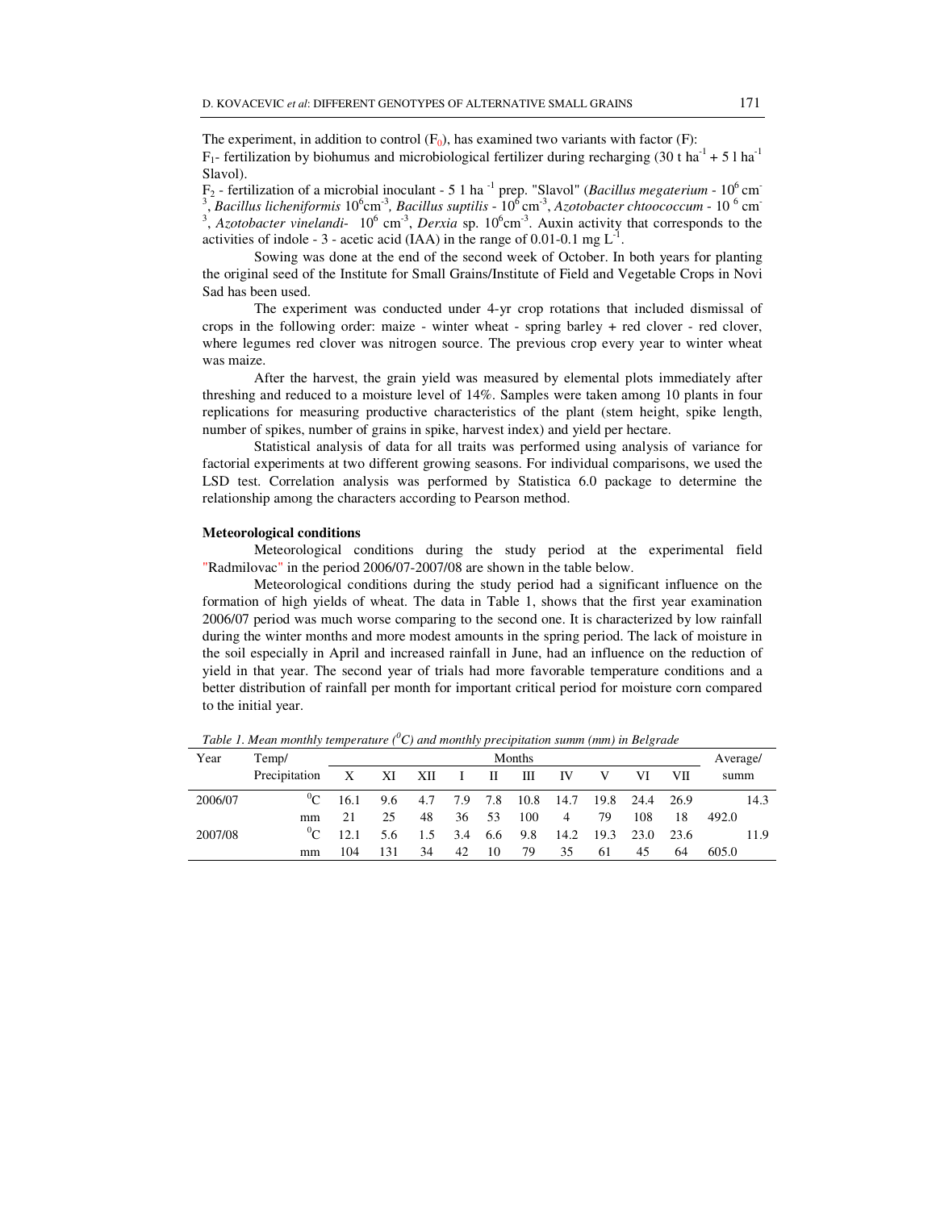The experiment, in addition to control ($F_0$), has examined two variants with factor (F):

$F_1$- fertilization by biohumus and microbiological fertilizer during recharging (30 t ha$^{-1}$ + 5 l ha$^{-1}$ Slavol).

$F_2$ - fertilization of a microbial inoculant - 5 1 ha $^{-1}$ prep. "Slavol" (*Bacillus megaterium* - $10^6$ cm$^{-3}$, *Bacillus licheniformis* $10^6$cm$^{-3}$, *Bacillus suptilis* - $10^6$ cm$^{-3}$, *Azotobacter chtoococcum* - $10^6$ cm$^{-3}$, *Azotobacter vinelandi*- $10^6$ cm$^{-3}$, *Derxia* sp. $10^6$cm$^{-3}$. Auxin activity that corresponds to the activities of indole - 3 - acetic acid (IAA) in the range of 0.01-0.1 mg L$^{-1}$.

Sowing was done at the end of the second week of October. In both years for planting the original seed of the Institute for Small Grains/Institute of Field and Vegetable Crops in Novi Sad has been used.

The experiment was conducted under 4-yr crop rotations that included dismissal of crops in the following order: maize - winter wheat - spring barley + red clover - red clover, where legumes red clover was nitrogen source. The previous crop every year to winter wheat was maize.

After the harvest, the grain yield was measured by elemental plots immediately after threshing and reduced to a moisture level of 14%. Samples were taken among 10 plants in four replications for measuring productive characteristics of the plant (stem height, spike length, number of spikes, number of grains in spike, harvest index) and yield per hectare.

Statistical analysis of data for all traits was performed using analysis of variance for factorial experiments at two different growing seasons. For individual comparisons, we used the LSD test. Correlation analysis was performed by Statistica 6.0 package to determine the relationship among the characters according to Pearson method.

**Meteorological conditions**

Meteorological conditions during the study period at the experimental field "Radmilovac" in the period 2006/07-2007/08 are shown in the table below.

Meteorological conditions during the study period had a significant influence on the formation of high yields of wheat. The data in Table 1, shows that the first year examination 2006/07 period was much worse comparing to the second one. It is characterized by low rainfall during the winter months and more modest amounts in the spring period. The lack of moisture in the soil especially in April and increased rainfall in June, had an influence on the reduction of yield in that year. The second year of trials had more favorable temperature conditions and a better distribution of rainfall per month for important critical period for moisture corn compared to the initial year.

*Table 1. Mean monthly temperature ($^0$C) and monthly precipitation summ (mm) in Belgrade*

| Year | Temp/ Precipitation | X | XI | XII | I | II | III | IV | V | VI | VII | Average/ summ |
|---|---|---|---|---|---|---|---|---|---|---|---|---|
| 2006/07 | $^0$C | 16.1 | 9.6 | 4.7 | 7.9 | 7.8 | 10.8 | 14.7 | 19.8 | 24.4 | 26.9 | 14.3 |
| | mm | 21 | 25 | 48 | 36 | 53 | 100 | 4 | 79 | 108 | 18 | 492.0 |
| 2007/08 | $^0$C | 12.1 | 5.6 | 1.5 | 3.4 | 6.6 | 9.8 | 14.2 | 19.3 | 23.0 | 23.6 | 11.9 |
| | mm | 104 | 131 | 34 | 42 | 10 | 79 | 35 | 61 | 45 | 64 | 605.0 |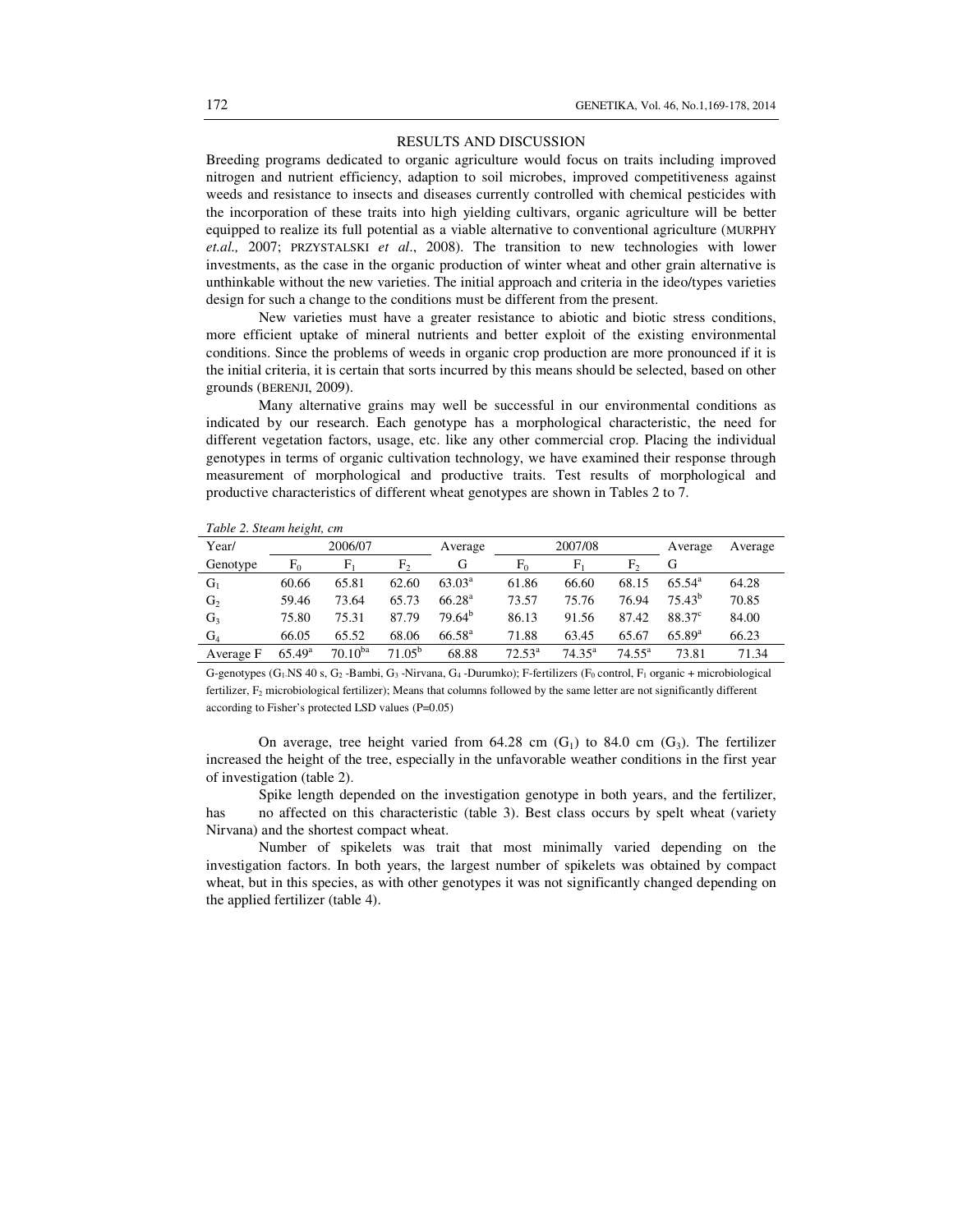## RESULTS AND DISCUSSION

Breeding programs dedicated to organic agriculture would focus on traits including improved nitrogen and nutrient efficiency, adaption to soil microbes, improved competitiveness against weeds and resistance to insects and diseases currently controlled with chemical pesticides with the incorporation of these traits into high yielding cultivars, organic agriculture will be better equipped to realize its full potential as a viable alternative to conventional agriculture (MURPHY *et.al.,* 2007; PRZYSTALSKI *et al*., 2008). The transition to new technologies with lower investments, as the case in the organic production of winter wheat and other grain alternative is unthinkable without the new varieties. The initial approach and criteria in the ideo/types varieties design for such a change to the conditions must be different from the present.

New varieties must have a greater resistance to abiotic and biotic stress conditions, more efficient uptake of mineral nutrients and better exploit of the existing environmental conditions. Since the problems of weeds in organic crop production are more pronounced if it is the initial criteria, it is certain that sorts incurred by this means should be selected, based on other grounds (BERENJI, 2009).

Many alternative grains may well be successful in our environmental conditions as indicated by our research. Each genotype has a morphological characteristic, the need for different vegetation factors, usage, etc. like any other commercial crop. Placing the individual genotypes in terms of organic cultivation technology, we have examined their response through measurement of morphological and productive traits. Test results of morphological and productive characteristics of different wheat genotypes are shown in Tables 2 to 7.

*Table 2. Steam height, cm*

| Year/ | 2006/07 | | | Average | 2007/08 | | | Average | Average |
|---|---|---|---|---|---|---|---|---|---|
| Genotype | $F_0$ | $F_1$ | $F_2$ | G | $F_0$ | $F_1$ | $F_2$ | G | |
| $G_1$ | 60.66 | 65.81 | 62.60 | 63.03[a] | 61.86 | 66.60 | 68.15 | 65.54[a] | 64.28 |
| $G_2$ | 59.46 | 73.64 | 65.73 | 66.28[a] | 73.57 | 75.76 | 76.94 | 75.43[b] | 70.85 |
| $G_3$ | 75.80 | 75.31 | 87.79 | 79.64[b] | 86.13 | 91.56 | 87.42 | 88.37[c] | 84.00 |
| $G_4$ | 66.05 | 65.52 | 68.06 | 66.58[a] | 71.88 | 63.45 | 65.67 | 65.89[a] | 66.23 |
| Average F | 65.49[a] | 70.10[ba] | 71.05[b] | 68.88 | 72.53[a] | 74.35[a] | 74.55[a] | 73.81 | 71.34 |

G-genotypes ($G_1$-NS 40 s, $G_2$ -Bambi, $G_3$ -Nirvana, $G_4$ -Durumko); F-fertilizers ($F_0$ control, $F_1$ organic + microbiological fertilizer, $F_2$ microbiological fertilizer); Means that columns followed by the same letter are not significantly different according to Fisher's protected LSD values (P=0.05)

On average, tree height varied from 64.28 cm ($G_1$) to 84.0 cm ($G_3$). The fertilizer increased the height of the tree, especially in the unfavorable weather conditions in the first year of investigation (table 2).

Spike length depended on the investigation genotype in both years, and the fertilizer, has no affected on this characteristic (table 3). Best class occurs by spelt wheat (variety Nirvana) and the shortest compact wheat.

Number of spikelets was trait that most minimally varied depending on the investigation factors. In both years, the largest number of spikelets was obtained by compact wheat, but in this species, as with other genotypes it was not significantly changed depending on the applied fertilizer (table 4).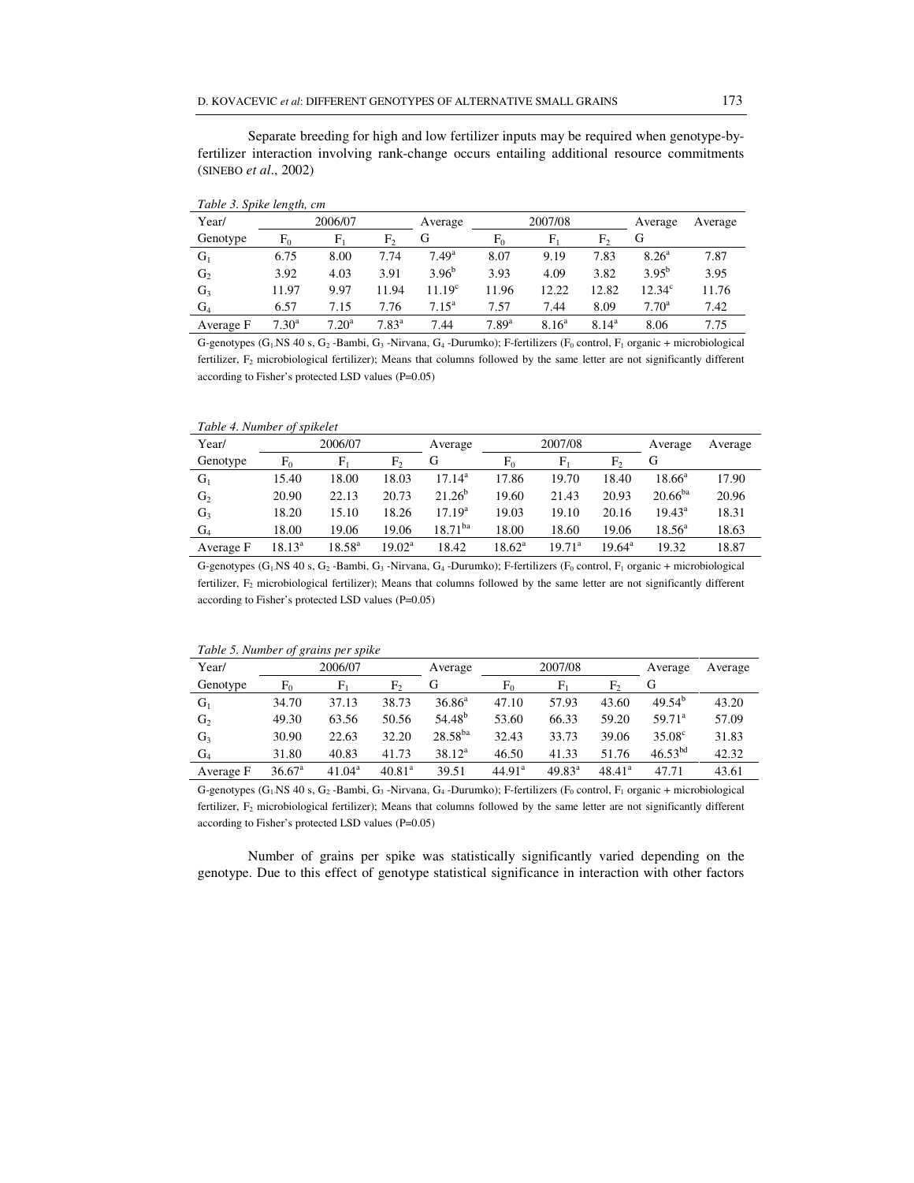Separate breeding for high and low fertilizer inputs may be required when genotype-by-fertilizer interaction involving rank-change occurs entailing additional resource commitments (SINEBO *et al*., 2002)

*Table 3. Spike length, cm*

| Year/ | 2006/07 | | | Average | 2007/08 | | | Average | Average |
|---|---|---|---|---|---|---|---|---|---|
| Genotype | $F_0$ | $F_1$ | $F_2$ | G | $F_0$ | $F_1$ | $F_2$ | G | |
| $G_1$ | 6.75 | 8.00 | 7.74 | 7.49[a] | 8.07 | 9.19 | 7.83 | 8.26[a] | 7.87 |
| $G_2$ | 3.92 | 4.03 | 3.91 | 3.96[b] | 3.93 | 4.09 | 3.82 | 3.95[b] | 3.95 |
| $G_3$ | 11.97 | 9.97 | 11.94 | 11.19[c] | 11.96 | 12.22 | 12.82 | 12.34[c] | 11.76 |
| $G_4$ | 6.57 | 7.15 | 7.76 | 7.15[a] | 7.57 | 7.44 | 8.09 | 7.70[a] | 7.42 |
| Average F | 7.30[a] | 7.20[a] | 7.83[a] | 7.44 | 7.89[a] | 8.16[a] | 8.14[a] | 8.06 | 7.75 |

G-genotypes ($G_1$ NS 40 s, $G_2$ -Bambi, $G_3$ -Nirvana, $G_4$ -Durumko); F-fertilizers ($F_0$ control, $F_1$ organic + microbiological fertilizer, $F_2$ microbiological fertilizer); Means that columns followed by the same letter are not significantly different according to Fisher's protected LSD values (P=0.05)

*Table 4. Number of spikelet*

| Year/ | 2006/07 | | | Average | 2007/08 | | | Average | Average |
|---|---|---|---|---|---|---|---|---|---|
| Genotype | $F_0$ | $F_1$ | $F_2$ | G | $F_0$ | $F_1$ | $F_2$ | G | |
| $G_1$ | 15.40 | 18.00 | 18.03 | 17.14[a] | 17.86 | 19.70 | 18.40 | 18.66[a] | 17.90 |
| $G_2$ | 20.90 | 22.13 | 20.73 | 21.26[b] | 19.60 | 21.43 | 20.93 | 20.66[ba] | 20.96 |
| $G_3$ | 18.20 | 15.10 | 18.26 | 17.19[a] | 19.03 | 19.10 | 20.16 | 19.43[a] | 18.31 |
| $G_4$ | 18.00 | 19.06 | 19.06 | 18.71[ba] | 18.00 | 18.60 | 19.06 | 18.56[a] | 18.63 |
| Average F | 18.13[a] | 18.58[a] | 19.02[a] | 18.42 | 18.62[a] | 19.71[a] | 19.64[a] | 19.32 | 18.87 |

G-genotypes ($G_1$ NS 40 s, $G_2$ -Bambi, $G_3$ -Nirvana, $G_4$ -Durumko); F-fertilizers ($F_0$ control, $F_1$ organic + microbiological fertilizer, $F_2$ microbiological fertilizer); Means that columns followed by the same letter are not significantly different according to Fisher's protected LSD values (P=0.05)

*Table 5. Number of grains per spike*

| Year/ | 2006/07 | | | Average | 2007/08 | | | Average | Average |
|---|---|---|---|---|---|---|---|---|---|
| Genotype | $F_0$ | $F_1$ | $F_2$ | G | $F_0$ | $F_1$ | $F_2$ | G | |
| $G_1$ | 34.70 | 37.13 | 38.73 | 36.86[a] | 47.10 | 57.93 | 43.60 | 49.54[b] | 43.20 |
| $G_2$ | 49.30 | 63.56 | 50.56 | 54.48[b] | 53.60 | 66.33 | 59.20 | 59.71[a] | 57.09 |
| $G_3$ | 30.90 | 22.63 | 32.20 | 28.58[ba] | 32.43 | 33.73 | 39.06 | 35.08[c] | 31.83 |
| $G_4$ | 31.80 | 40.83 | 41.73 | 38.12[a] | 46.50 | 41.33 | 51.76 | 46.53[bd] | 42.32 |
| Average F | 36.67[a] | 41.04[a] | 40.81[a] | 39.51 | 44.91[a] | 49.83[a] | 48.41[a] | 47.71 | 43.61 |

G-genotypes ($G_1$ NS 40 s, $G_2$ -Bambi, $G_3$ -Nirvana, $G_4$ -Durumko); F-fertilizers ($F_0$ control, $F_1$ organic + microbiological fertilizer, $F_2$ microbiological fertilizer); Means that columns followed by the same letter are not significantly different according to Fisher's protected LSD values (P=0.05)

Number of grains per spike was statistically significantly varied depending on the genotype. Due to this effect of genotype statistical significance in interaction with other factors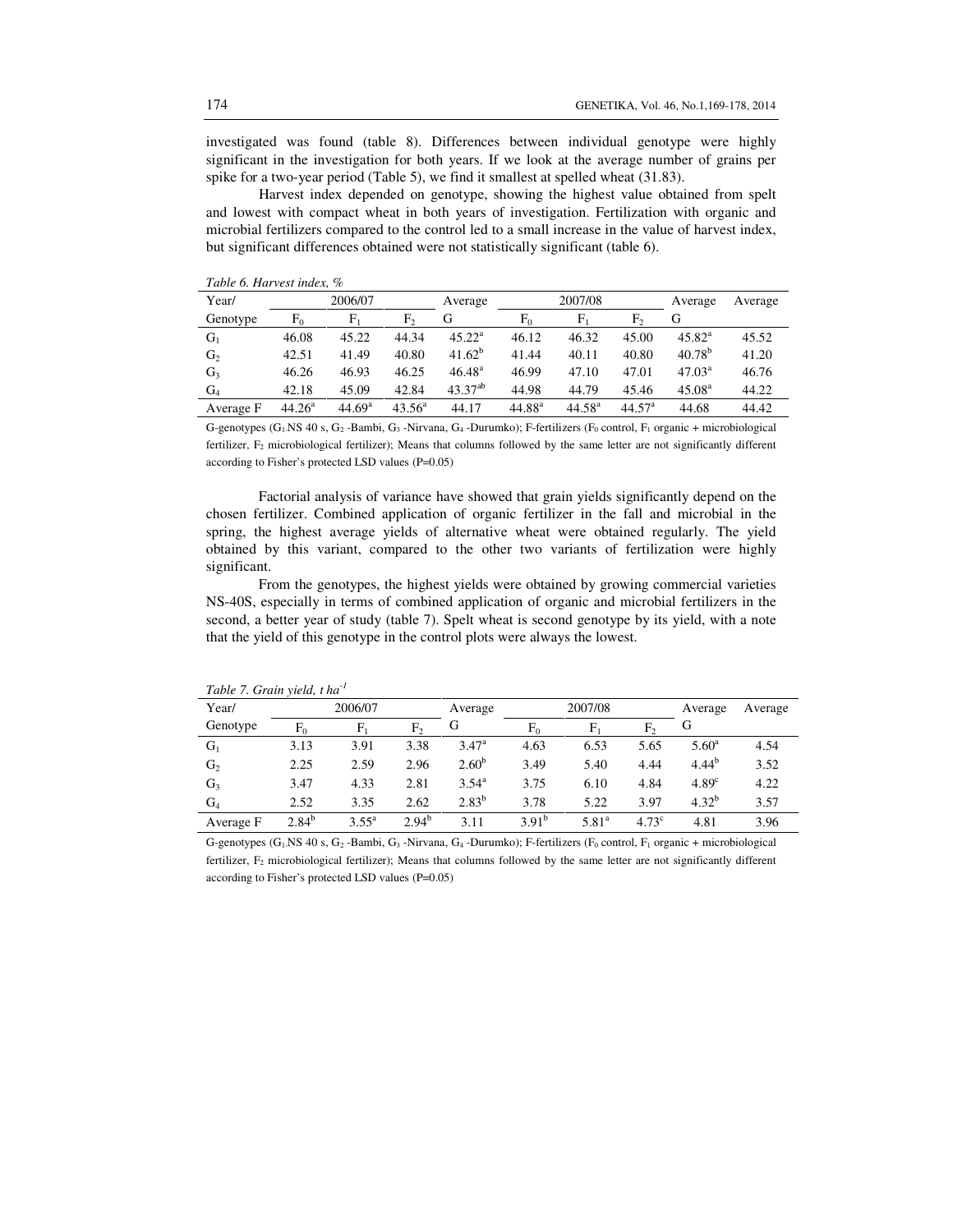investigated was found (table 8). Differences between individual genotype were highly significant in the investigation for both years. If we look at the average number of grains per spike for a two-year period (Table 5), we find it smallest at spelled wheat (31.83).

Harvest index depended on genotype, showing the highest value obtained from spelt and lowest with compact wheat in both years of investigation. Fertilization with organic and microbial fertilizers compared to the control led to a small increase in the value of harvest index, but significant differences obtained were not statistically significant (table 6).

*Table 6. Harvest index, %*

| Year/ | 2006/07 | | | Average | 2007/08 | | | Average | Average |
|---|---|---|---|---|---|---|---|---|---|
| Genotype | $F_0$ | $F_1$ | $F_2$ | G | $F_0$ | $F_1$ | $F_2$ | G | |
| $G_1$ | 46.08 | 45.22 | 44.34 | $45.22^a$ | 46.12 | 46.32 | 45.00 | $45.82^a$ | 45.52 |
| $G_2$ | 42.51 | 41.49 | 40.80 | $41.62^b$ | 41.44 | 40.11 | 40.80 | $40.78^b$ | 41.20 |
| $G_3$ | 46.26 | 46.93 | 46.25 | $46.48^a$ | 46.99 | 47.10 | 47.01 | $47.03^a$ | 46.76 |
| $G_4$ | 42.18 | 45.09 | 42.84 | $43.37^{ab}$ | 44.98 | 44.79 | 45.46 | $45.08^a$ | 44.22 |
| Average F | $44.26^a$ | $44.69^a$ | $43.56^a$ | 44.17 | $44.88^a$ | $44.58^a$ | $44.57^a$ | 44.68 | 44.42 |

G-genotypes ($G_1$ NS 40 s, $G_2$ -Bambi, $G_3$ -Nirvana, $G_4$ -Durumko); F-fertilizers ($F_0$ control, $F_1$ organic + microbiological fertilizer, $F_2$ microbiological fertilizer); Means that columns followed by the same letter are not significantly different according to Fisher's protected LSD values (P=0.05)

Factorial analysis of variance have showed that grain yields significantly depend on the chosen fertilizer. Combined application of organic fertilizer in the fall and microbial in the spring, the highest average yields of alternative wheat were obtained regularly. The yield obtained by this variant, compared to the other two variants of fertilization were highly significant.

From the genotypes, the highest yields were obtained by growing commercial varieties NS-40S, especially in terms of combined application of organic and microbial fertilizers in the second, a better year of study (table 7). Spelt wheat is second genotype by its yield, with a note that the yield of this genotype in the control plots were always the lowest.

*Table 7. Grain yield, t ha$^{-1}$*

| Year/ | 2006/07 | | | Average | 2007/08 | | | Average | Average |
|---|---|---|---|---|---|---|---|---|---|
| Genotype | $F_0$ | $F_1$ | $F_2$ | G | $F_0$ | $F_1$ | $F_2$ | G | |
| $G_1$ | 3.13 | 3.91 | 3.38 | $3.47^a$ | 4.63 | 6.53 | 5.65 | $5.60^a$ | 4.54 |
| $G_2$ | 2.25 | 2.59 | 2.96 | $2.60^b$ | 3.49 | 5.40 | 4.44 | $4.44^b$ | 3.52 |
| $G_3$ | 3.47 | 4.33 | 2.81 | $3.54^a$ | 3.75 | 6.10 | 4.84 | $4.89^c$ | 4.22 |
| $G_4$ | 2.52 | 3.35 | 2.62 | $2.83^b$ | 3.78 | 5.22 | 3.97 | $4.32^b$ | 3.57 |
| Average F | $2.84^b$ | $3.55^a$ | $2.94^b$ | 3.11 | $3.91^b$ | $5.81^a$ | $4.73^c$ | 4.81 | 3.96 |

G-genotypes ($G_1$ NS 40 s, $G_2$ -Bambi, $G_3$ -Nirvana, $G_4$ -Durumko); F-fertilizers ($F_0$ control, $F_1$ organic + microbiological fertilizer, $F_2$ microbiological fertilizer); Means that columns followed by the same letter are not significantly different according to Fisher's protected LSD values (P=0.05)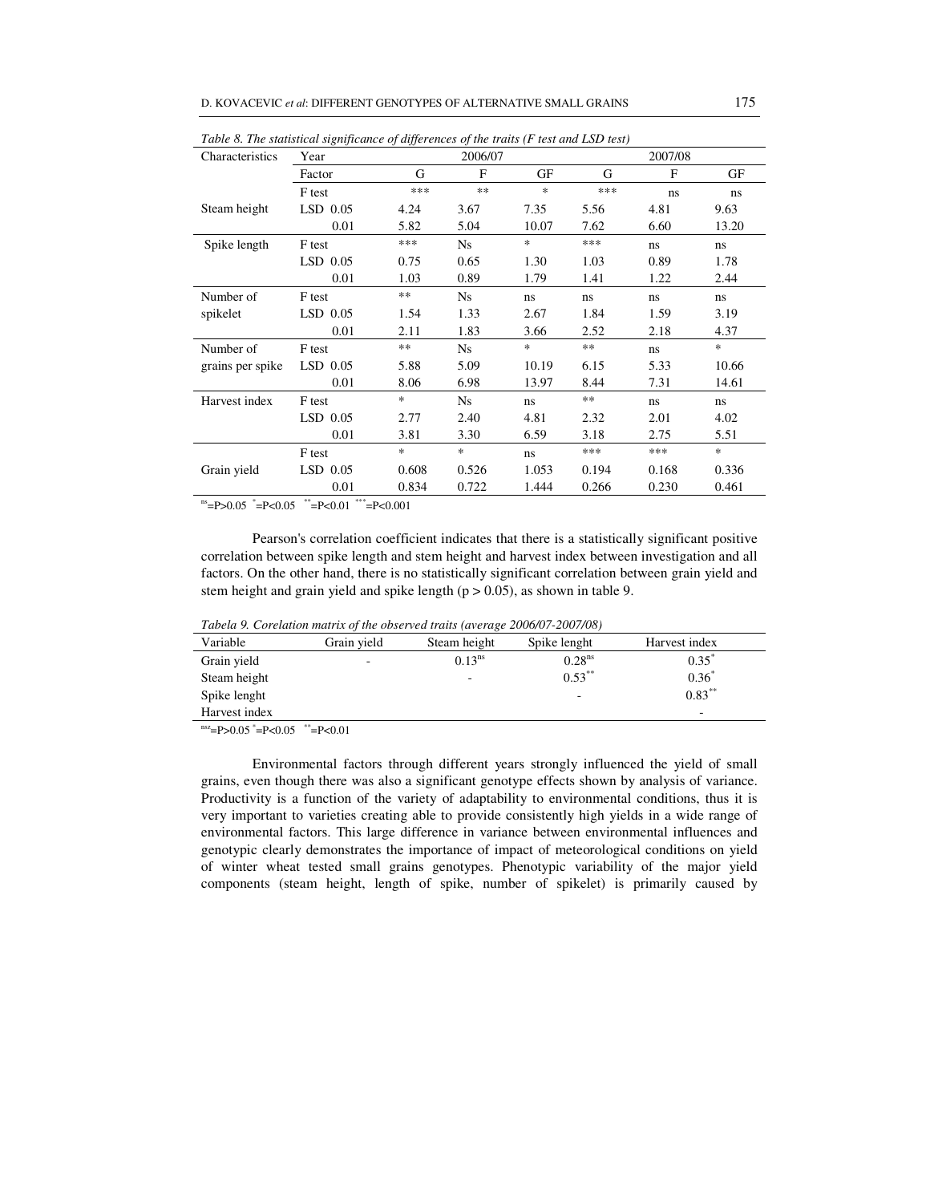*Table 8. The statistical significance of differences of the traits (F test and LSD test)*

| Characteristics | Year | 2006/07 | | | 2007/08 | | |
|---|---|---|---|---|---|---|---|
| | Factor | G | F | GF | G | F | GF |
| Steam height | F test | *** | ** | * | *** | ns | ns |
| | LSD 0.05 | 4.24 | 3.67 | 7.35 | 5.56 | 4.81 | 9.63 |
| | 0.01 | 5.82 | 5.04 | 10.07 | 7.62 | 6.60 | 13.20 |
| Spike length | F test | *** | Ns | * | *** | ns | ns |
| | LSD 0.05 | 0.75 | 0.65 | 1.30 | 1.03 | 0.89 | 1.78 |
| | 0.01 | 1.03 | 0.89 | 1.79 | 1.41 | 1.22 | 2.44 |
| Number of spikelet | F test | ** | Ns | ns | ns | ns | ns |
| | LSD 0.05 | 1.54 | 1.33 | 2.67 | 1.84 | 1.59 | 3.19 |
| | 0.01 | 2.11 | 1.83 | 3.66 | 2.52 | 2.18 | 4.37 |
| Number of grains per spike | F test | ** | Ns | * | ** | ns | * |
| | LSD 0.05 | 5.88 | 5.09 | 10.19 | 6.15 | 5.33 | 10.66 |
| | 0.01 | 8.06 | 6.98 | 13.97 | 8.44 | 7.31 | 14.61 |
| Harvest index | F test | * | Ns | ns | ** | ns | ns |
| | LSD 0.05 | 2.77 | 2.40 | 4.81 | 2.32 | 2.01 | 4.02 |
| | 0.01 | 3.81 | 3.30 | 6.59 | 3.18 | 2.75 | 5.51 |
| Grain yield | F test | * | * | ns | *** | *** | * |
| | LSD 0.05 | 0.608 | 0.526 | 1.053 | 0.194 | 0.168 | 0.336 |
| | 0.01 | 0.834 | 0.722 | 1.444 | 0.266 | 0.230 | 0.461 |

ns=P>0.05 *=P<0.05 **=P<0.01 ***=P<0.001

Pearson's correlation coefficient indicates that there is a statistically significant positive correlation between spike length and stem height and harvest index between investigation and all factors. On the other hand, there is no statistically significant correlation between grain yield and stem height and grain yield and spike length ($p > 0.05$), as shown in table 9.

*Tabela 9. Corelation matrix of the observed traits (average 2006/07-2007/08)*

| Variable | Grain yield | Steam height | Spike lenght | Harvest index |
|---|---|---|---|---|
| Grain yield | - | 0.13ns | 0.28ns | 0.35* |
| Steam height | | - | 0.53** | 0.36* |
| Spike lenght | | | - | 0.83** |
| Harvest index | | | | - |

nsz=P>0.05 *=P<0.05 **=P<0.01

Environmental factors through different years strongly influenced the yield of small grains, even though there was also a significant genotype effects shown by analysis of variance. Productivity is a function of the variety of adaptability to environmental conditions, thus it is very important to varieties creating able to provide consistently high yields in a wide range of environmental factors. This large difference in variance between environmental influences and genotypic clearly demonstrates the importance of impact of meteorological conditions on yield of winter wheat tested small grains genotypes. Phenotypic variability of the major yield components (steam height, length of spike, number of spikelet) is primarily caused by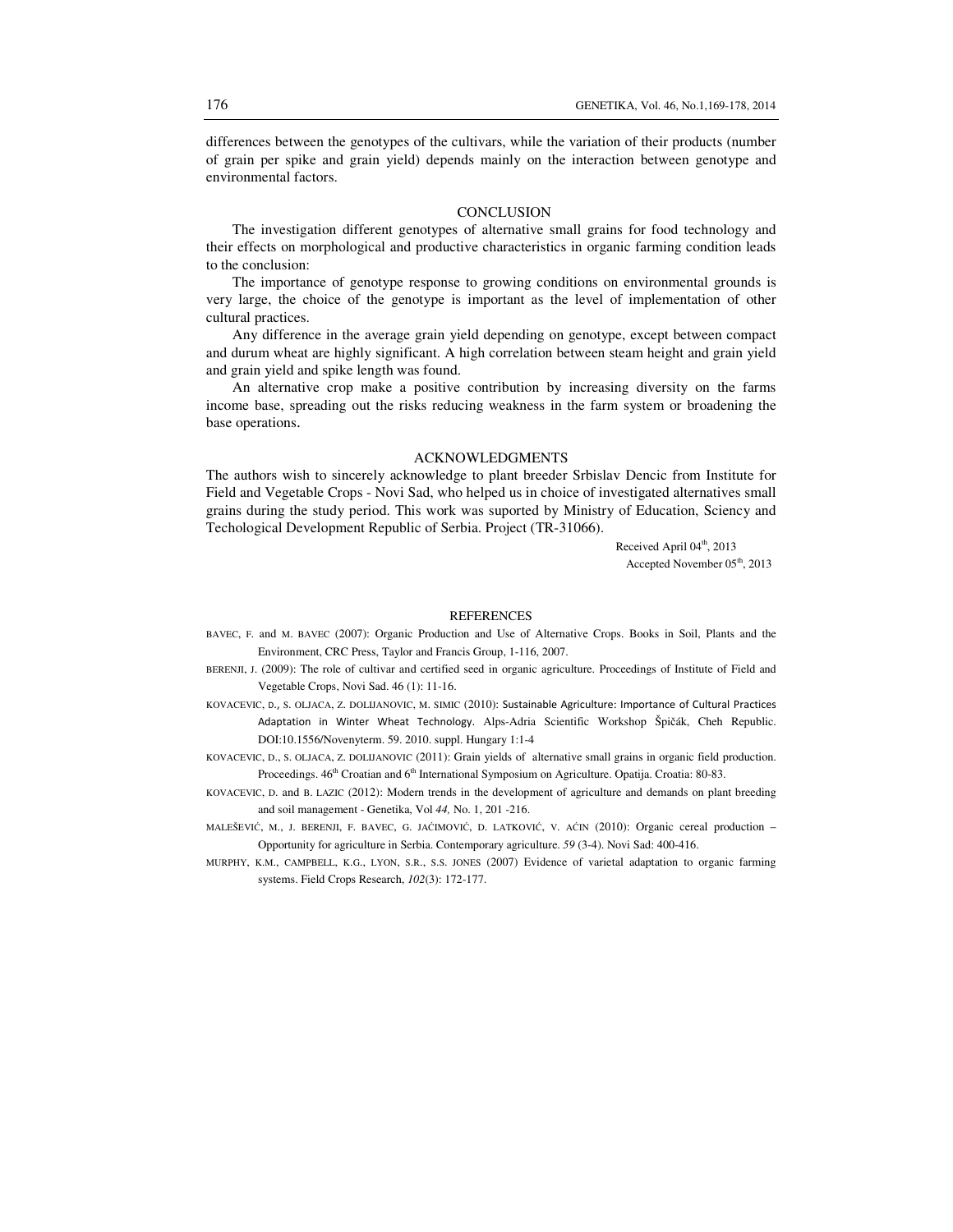differences between the genotypes of the cultivars, while the variation of their products (number of grain per spike and grain yield) depends mainly on the interaction between genotype and environmental factors.

## CONCLUSION

The investigation different genotypes of alternative small grains for food technology and their effects on morphological and productive characteristics in organic farming condition leads to the conclusion:

The importance of genotype response to growing conditions on environmental grounds is very large, the choice of the genotype is important as the level of implementation of other cultural practices.

Any difference in the average grain yield depending on genotype, except between compact and durum wheat are highly significant. A high correlation between steam height and grain yield and grain yield and spike length was found.

An alternative crop make a positive contribution by increasing diversity on the farms income base, spreading out the risks reducing weakness in the farm system or broadening the base operations.

## ACKNOWLEDGMENTS

The authors wish to sincerely acknowledge to plant breeder Srbislav Dencic from Institute for Field and Vegetable Crops - Novi Sad, who helped us in choice of investigated alternatives small grains during the study period. This work was suported by Ministry of Education, Sciency and Techological Development Republic of Serbia. Project (TR-31066).

Received April 04th, 2013
Accepted November 05th, 2013

## REFERENCES

BAVEC, F. and M. BAVEC (2007): Organic Production and Use of Alternative Crops. Books in Soil, Plants and the Environment, CRC Press, Taylor and Francis Group, 1-116, 2007.

BERENJI, J. (2009): The role of cultivar and certified seed in organic agriculture. Proceedings of Institute of Field and Vegetable Crops, Novi Sad. 46 (1): 11-16.

KOVACEVIC, D., S. OLJACA, Z. DOLIJANOVIC, M. SIMIC (2010): Sustainable Agriculture: Importance of Cultural Practices Adaptation in Winter Wheat Technology. Alps-Adria Scientific Workshop Špičák, Cheh Republic. DOI:10.1556/Novenyterm. 59. 2010. suppl. Hungary 1:1-4

KOVACEVIC, D., S. OLJACA, Z. DOLIJANOVIC (2011): Grain yields of alternative small grains in organic field production. Proceedings. 46th Croatian and 6th International Symposium on Agriculture. Opatija. Croatia: 80-83.

KOVACEVIC, D. and B. LAZIC (2012): Modern trends in the development of agriculture and demands on plant breeding and soil management - Genetika, Vol *44,* No. 1, 201 -216.

MALEŠEVIĆ, M., J. BERENJI, F. BAVEC, G. JAĆIMOVIĆ, D. LATKOVIĆ, V. AĆIN (2010): Organic cereal production – Opportunity for agriculture in Serbia. Contemporary agriculture. *59* (3-4). Novi Sad: 400-416.

MURPHY, K.M., CAMPBELL, K.G., LYON, S.R., S.S. JONES (2007) Evidence of varietal adaptation to organic farming systems. Field Crops Research, *102*(3): 172-177.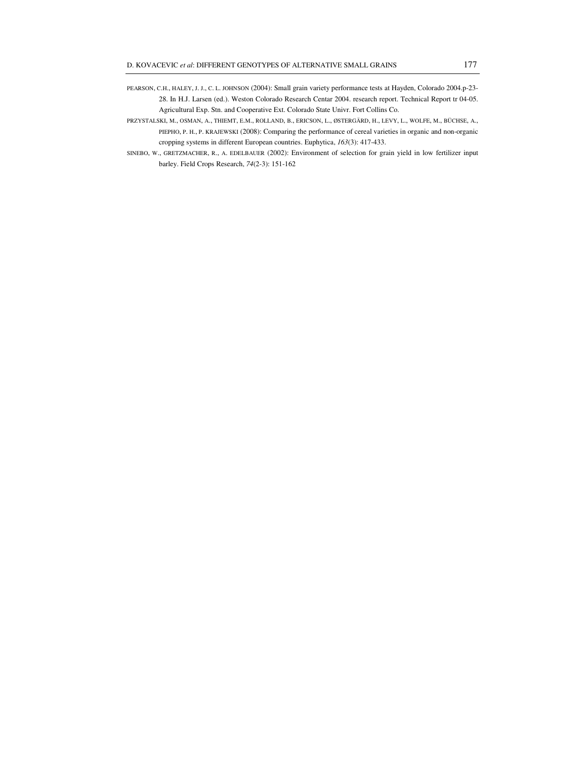PEARSON, C.H., HALEY, J. J., C. L. JOHNSON (2004): Small grain variety performance tests at Hayden, Colorado 2004.p-23-28. In H.J. Larsen (ed.). Weston Colorado Research Centar 2004. research report. Technical Report tr 04-05. Agricultural Exp. Stn. and Cooperative Ext. Colorado State Univr. Fort Collins Co.

PRZYSTALSKI, M., OSMAN, A., THIEMT, E.M., ROLLAND, B., ERICSON, L., ØSTERGÅRD, H., LEVY, L., WOLFE, M., BÜCHSE, A., PIEPHO, P. H., P. KRAJEWSKI (2008): Comparing the performance of cereal varieties in organic and non-organic cropping systems in different European countries. Euphytica, *163*(3): 417-433.

SINEBO, W., GRETZMACHER, R., A. EDELBAUER (2002): Environment of selection for grain yield in low fertilizer input barley. Field Crops Research, *74*(2-3): 151-162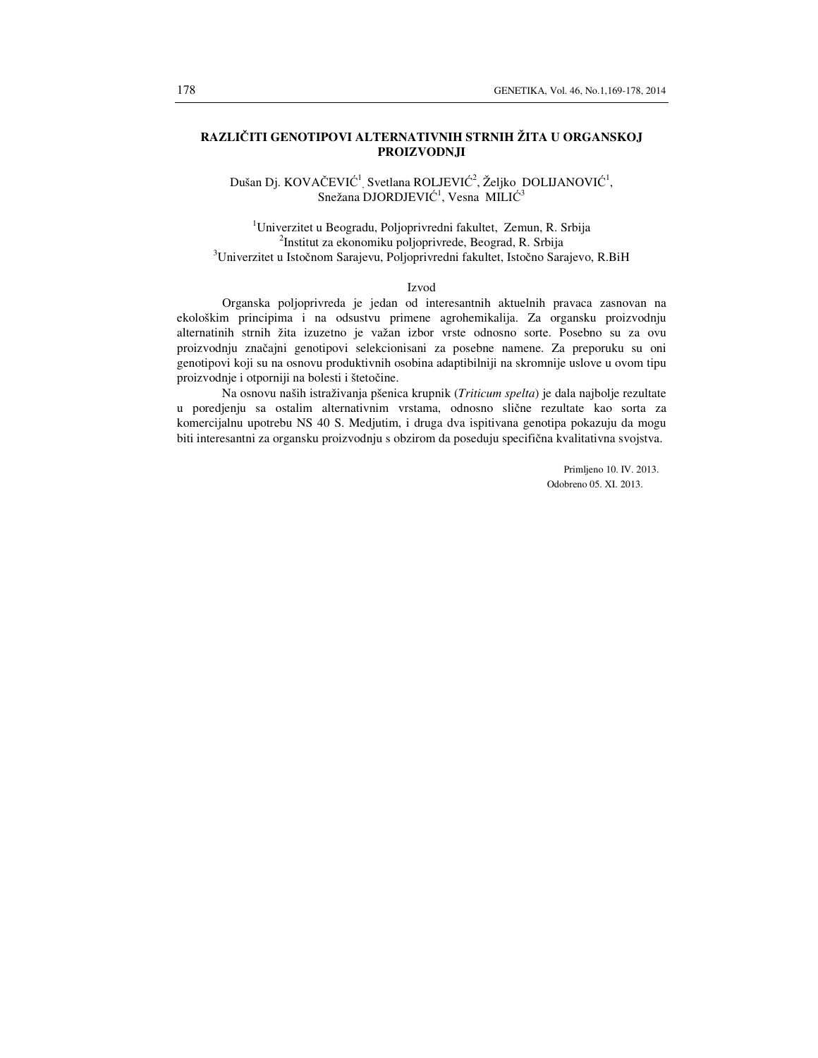# RAZLIČITI GENOTIPOVI ALTERNATIVNIH STRNIH ŽITA U ORGANSKOJ PROIZVODNJI

Dušan Dj. KOVAČEVIĆ[1], Svetlana ROLJEVIĆ[2], Željko DOLIJANOVIĆ[1], Snežana DJORDJEVIĆ[1], Vesna MILIĆ[3]

[1]Univerzitet u Beogradu, Poljoprivredni fakultet, Zemun, R. Srbija
[2]Institut za ekonomiku poljoprivrede, Beograd, R. Srbija
[3]Univerzitet u Istočnom Sarajevu, Poljoprivredni fakultet, Istočno Sarajevo, R.BiH

Izvod

Organska poljoprivreda je jedan od interesantnih aktuelnih pravaca zasnovan na ekološkim principima i na odsustvu primene agrohemikalija. Za organsku proizvodnju alternatinih strnih žita izuzetno je važan izbor vrste odnosno sorte. Posebno su za ovu proizvodnju značajni genotipovi selekcionisani za posebne namene. Za preporuku su oni genotipovi koji su na osnovu produktivnih osobina adaptibilniji na skromnije uslove u ovom tipu proizvodnje i otporniji na bolesti i štetočine.

Na osnovu naših istraživanja pšenica krupnik (*Triticum spelta*) je dala najbolje rezultate u poredjenju sa ostalim alternativnim vrstama, odnosno slične rezultate kao sorta za komercijalnu upotrebu NS 40 S. Medjutim, i druga dva ispitivana genotipa pokazuju da mogu biti interesantni za organsku proizvodnju s obzirom da poseduju specifična kvalitativna svojstva.

Primljeno 10. IV. 2013.
Odobreno 05. XI. 2013.